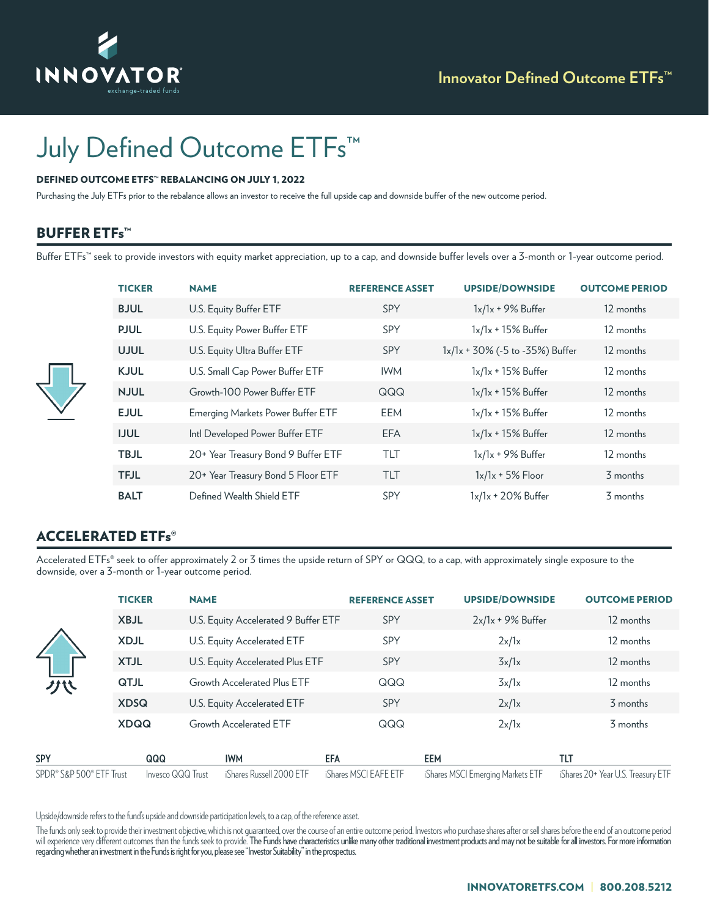INNOVATOR® exchange-traded funds

Innovator Defined Outcome ETFs™

# July Defined Outcome ETFs™

**DEFINED OUTCOME ETFS™ REBALANCING ON JULY 1, 2022**

Purchasing the July ETFs prior to the rebalance allows an investor to receive the full upside cap and downside buffer of the new outcome period.

## BUFFER ETFs™

Buffer ETFs™ seek to provide investors with equity market appreciation, up to a cap, and downside buffer levels over a 3-month or 1-year outcome period.

| TICKER | NAME | REFERENCE ASSET | UPSIDE/DOWNSIDE | OUTCOME PERIOD |
|---|---|---|---|---|
| **BJUL** | U.S. Equity Buffer ETF | SPY | 1x/1x + 9% Buffer | 12 months |
| **PJUL** | U.S. Equity Power Buffer ETF | SPY | 1x/1x + 15% Buffer | 12 months |
| **UJUL** | U.S. Equity Ultra Buffer ETF | SPY | 1x/1x + 30% (-5 to -35%) Buffer | 12 months |
| **KJUL** | U.S. Small Cap Power Buffer ETF | IWM | 1x/1x + 15% Buffer | 12 months |
| **NJUL** | Growth-100 Power Buffer ETF | QQQ | 1x/1x + 15% Buffer | 12 months |
| **EJUL** | Emerging Markets Power Buffer ETF | EEM | 1x/1x + 15% Buffer | 12 months |
| **IJUL** | Intl Developed Power Buffer ETF | EFA | 1x/1x + 15% Buffer | 12 months |
| **TBJL** | 20+ Year Treasury Bond 9 Buffer ETF | TLT | 1x/1x + 9% Buffer | 12 months |
| **TFJL** | 20+ Year Treasury Bond 5 Floor ETF | TLT | 1x/1x + 5% Floor | 3 months |
| **BALT** | Defined Wealth Shield ETF | SPY | 1x/1x + 20% Buffer | 3 months |

## ACCELERATED ETFs®

Accelerated ETFs® seek to offer approximately 2 or 3 times the upside return of SPY or QQQ, to a cap, with approximately single exposure to the downside, over a 3-month or 1-year outcome period.

| TICKER | NAME | REFERENCE ASSET | UPSIDE/DOWNSIDE | OUTCOME PERIOD |
|---|---|---|---|---|
| **XBJL** | U.S. Equity Accelerated 9 Buffer ETF | SPY | 2x/1x + 9% Buffer | 12 months |
| **XDJL** | U.S. Equity Accelerated ETF | SPY | 2x/1x | 12 months |
| **XTJL** | U.S. Equity Accelerated Plus ETF | SPY | 3x/1x | 12 months |
| **QTJL** | Growth Accelerated Plus ETF | QQQ | 3x/1x | 12 months |
| **XDSQ** | U.S. Equity Accelerated ETF | SPY | 2x/1x | 3 months |
| **XDQQ** | Growth Accelerated ETF | QQQ | 2x/1x | 3 months |

| SPY | QQQ | IWM | EFA | EEM | TLT |
|---|---|---|---|---|---|
| SPDR® S&P 500® ETF Trust | Invesco QQQ Trust | iShares Russell 2000 ETF | iShares MSCI EAFE ETF | iShares MSCI Emerging Markets ETF | iShares 20+ Year U.S. Treasury ETF |

Upside/downside refers to the fund's upside and downside participation levels, to a cap, of the reference asset.

The funds only seek to provide their investment objective, which is not guaranteed, over the course of an entire outcome period. Investors who purchase shares after or sell shares before the end of an outcome period will experience very different outcomes than the funds seek to provide. **The Funds have characteristics unlike many other traditional investment products and may not be suitable for all investors. For more information regarding whether an investment in the Funds is right for you, please see "Investor Suitability" in the prospectus.**

**INNOVATORETFS.COM | 800.208.5212**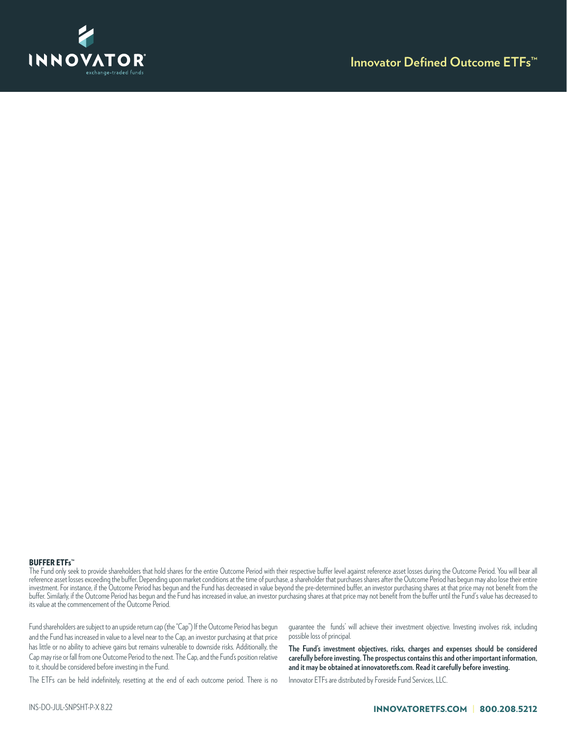Innovator Defined Outcome ETFs™

**BUFFER ETFs™**

The Fund only seek to provide shareholders that hold shares for the entire Outcome Period with their respective buffer level against reference asset losses during the Outcome Period. You will bear all reference asset losses exceeding the buffer. Depending upon market conditions at the time of purchase, a shareholder that purchases shares after the Outcome Period has begun may also lose their entire investment. For instance, if the Outcome Period has begun and the Fund has decreased in value beyond the pre-determined buffer, an investor purchasing shares at that price may not benefit from the buffer. Similarly, if the Outcome Period has begun and the Fund has increased in value, an investor purchasing shares at that price may not benefit from the buffer until the Fund's value has decreased to its value at the commencement of the Outcome Period.

Fund shareholders are subject to an upside return cap (the "Cap") If the Outcome Period has begun and the Fund has increased in value to a level near to the Cap, an investor purchasing at that price has little or no ability to achieve gains but remains vulnerable to downside risks. Additionally, the Cap may rise or fall from one Outcome Period to the next. The Cap, and the Fund's position relative to it, should be considered before investing in the Fund.

The ETFs can be held indefinitely, resetting at the end of each outcome period. There is no guarantee the funds' will achieve their investment objective. Investing involves risk, including possible loss of principal.

**The Fund's investment objectives, risks, charges and expenses should be considered carefully before investing. The prospectus contains this and other important information, and it may be obtained at innovatoretfs.com. Read it carefully before investing.**

Innovator ETFs are distributed by Foreside Fund Services, LLC.

INS-DO-JUL-SNPSHT-P-X 8.22

**INNOVATORETFS.COM | 800.208.5212**